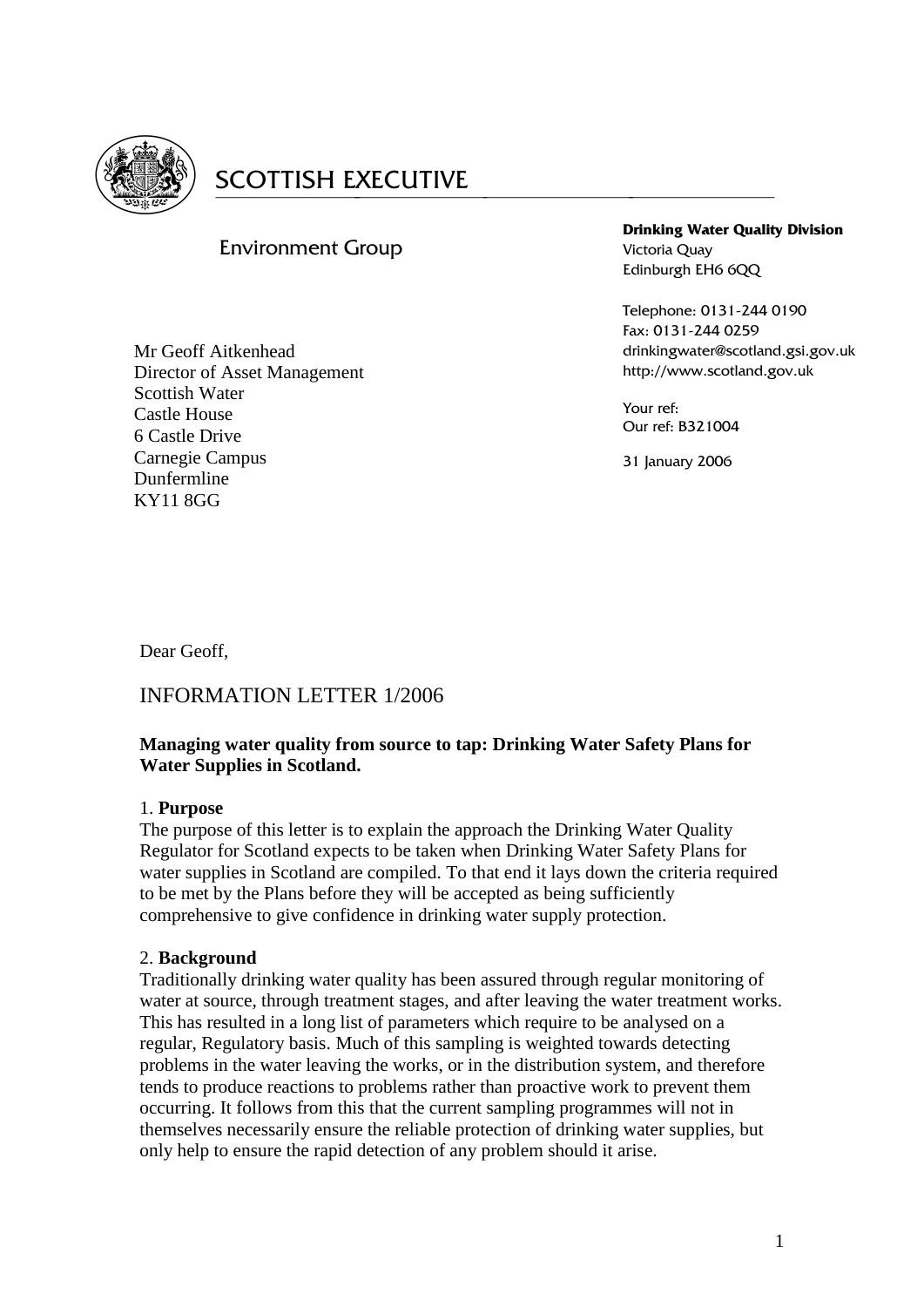# SCOTTISH EXECUTIVE

Environment Group

**Drinking Water Quality Division**
Victoria Quay
Edinburgh EH6 6QQ

Telephone: 0131-244 0190
Fax: 0131-244 0259
drinkingwater@scotland.gsi.gov.uk
http://www.scotland.gov.uk

Your ref:
Our ref: B321004

31 January 2006

Mr Geoff Aitkenhead
Director of Asset Management
Scottish Water
Castle House
6 Castle Drive
Carnegie Campus
Dunfermline
KY11 8GG

Dear Geoff,

## INFORMATION LETTER 1/2006

**Managing water quality from source to tap: Drinking Water Safety Plans for Water Supplies in Scotland.**

1. **Purpose**

The purpose of this letter is to explain the approach the Drinking Water Quality Regulator for Scotland expects to be taken when Drinking Water Safety Plans for water supplies in Scotland are compiled. To that end it lays down the criteria required to be met by the Plans before they will be accepted as being sufficiently comprehensive to give confidence in drinking water supply protection.

2. **Background**

Traditionally drinking water quality has been assured through regular monitoring of water at source, through treatment stages, and after leaving the water treatment works. This has resulted in a long list of parameters which require to be analysed on a regular, Regulatory basis. Much of this sampling is weighted towards detecting problems in the water leaving the works, or in the distribution system, and therefore tends to produce reactions to problems rather than proactive work to prevent them occurring. It follows from this that the current sampling programmes will not in themselves necessarily ensure the reliable protection of drinking water supplies, but only help to ensure the rapid detection of any problem should it arise.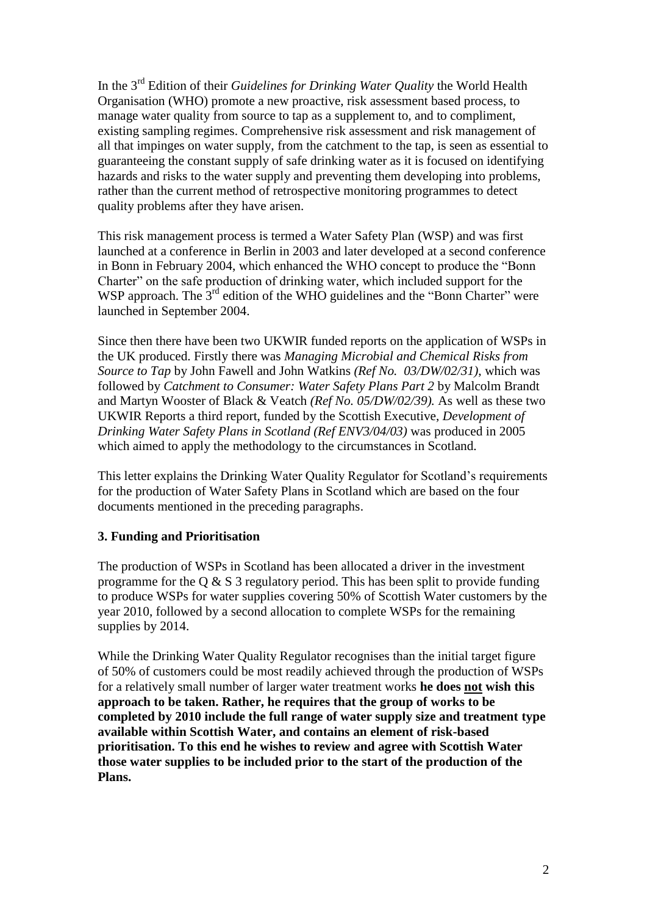In the 3rd Edition of their *Guidelines for Drinking Water Quality* the World Health Organisation (WHO) promote a new proactive, risk assessment based process, to manage water quality from source to tap as a supplement to, and to compliment, existing sampling regimes. Comprehensive risk assessment and risk management of all that impinges on water supply, from the catchment to the tap, is seen as essential to guaranteeing the constant supply of safe drinking water as it is focused on identifying hazards and risks to the water supply and preventing them developing into problems, rather than the current method of retrospective monitoring programmes to detect quality problems after they have arisen.

This risk management process is termed a Water Safety Plan (WSP) and was first launched at a conference in Berlin in 2003 and later developed at a second conference in Bonn in February 2004, which enhanced the WHO concept to produce the "Bonn Charter" on the safe production of drinking water, which included support for the WSP approach. The 3rd edition of the WHO guidelines and the "Bonn Charter" were launched in September 2004.

Since then there have been two UKWIR funded reports on the application of WSPs in the UK produced. Firstly there was *Managing Microbial and Chemical Risks from Source to Tap* by John Fawell and John Watkins *(Ref No. 03/DW/02/31)*, which was followed by *Catchment to Consumer: Water Safety Plans Part 2* by Malcolm Brandt and Martyn Wooster of Black & Veatch *(Ref No. 05/DW/02/39).* As well as these two UKWIR Reports a third report, funded by the Scottish Executive, *Development of Drinking Water Safety Plans in Scotland (Ref ENV3/04/03)* was produced in 2005 which aimed to apply the methodology to the circumstances in Scotland.

This letter explains the Drinking Water Quality Regulator for Scotland's requirements for the production of Water Safety Plans in Scotland which are based on the four documents mentioned in the preceding paragraphs.

### 3. Funding and Prioritisation

The production of WSPs in Scotland has been allocated a driver in the investment programme for the Q & S 3 regulatory period. This has been split to provide funding to produce WSPs for water supplies covering 50% of Scottish Water customers by the year 2010, followed by a second allocation to complete WSPs for the remaining supplies by 2014.

While the Drinking Water Quality Regulator recognises than the initial target figure of 50% of customers could be most readily achieved through the production of WSPs for a relatively small number of larger water treatment works **he does <u>not</u> wish this approach to be taken. Rather, he requires that the group of works to be completed by 2010 include the full range of water supply size and treatment type available within Scottish Water, and contains an element of risk-based prioritisation. To this end he wishes to review and agree with Scottish Water those water supplies to be included prior to the start of the production of the Plans.**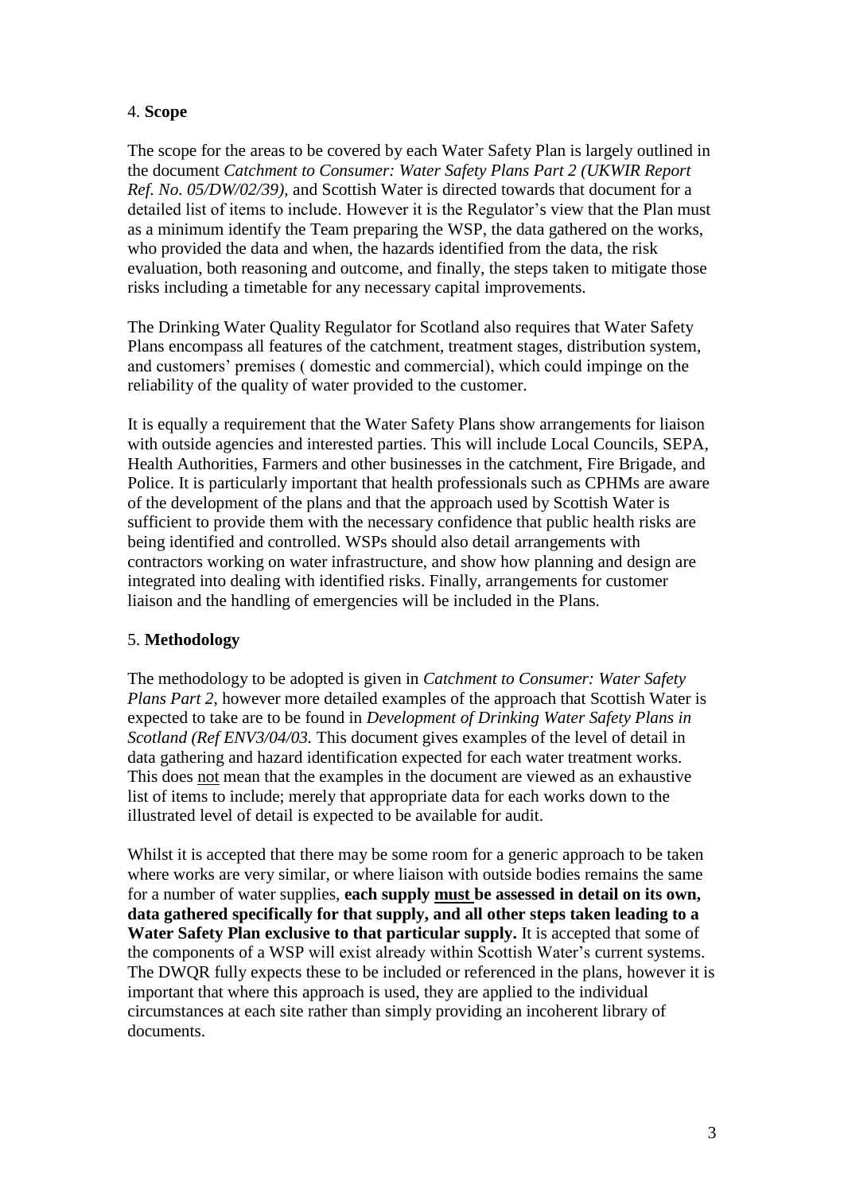4. **Scope**

The scope for the areas to be covered by each Water Safety Plan is largely outlined in the document *Catchment to Consumer: Water Safety Plans Part 2 (UKWIR Report Ref. No. 05/DW/02/39)*, and Scottish Water is directed towards that document for a detailed list of items to include. However it is the Regulator's view that the Plan must as a minimum identify the Team preparing the WSP, the data gathered on the works, who provided the data and when, the hazards identified from the data, the risk evaluation, both reasoning and outcome, and finally, the steps taken to mitigate those risks including a timetable for any necessary capital improvements.

The Drinking Water Quality Regulator for Scotland also requires that Water Safety Plans encompass all features of the catchment, treatment stages, distribution system, and customers' premises ( domestic and commercial), which could impinge on the reliability of the quality of water provided to the customer.

It is equally a requirement that the Water Safety Plans show arrangements for liaison with outside agencies and interested parties. This will include Local Councils, SEPA, Health Authorities, Farmers and other businesses in the catchment, Fire Brigade, and Police. It is particularly important that health professionals such as CPHMs are aware of the development of the plans and that the approach used by Scottish Water is sufficient to provide them with the necessary confidence that public health risks are being identified and controlled. WSPs should also detail arrangements with contractors working on water infrastructure, and show how planning and design are integrated into dealing with identified risks. Finally, arrangements for customer liaison and the handling of emergencies will be included in the Plans.

5. **Methodology**

The methodology to be adopted is given in *Catchment to Consumer: Water Safety Plans Part 2*, however more detailed examples of the approach that Scottish Water is expected to take are to be found in *Development of Drinking Water Safety Plans in Scotland (Ref ENV3/04/03.* This document gives examples of the level of detail in data gathering and hazard identification expected for each water treatment works. This does <u>not</u> mean that the examples in the document are viewed as an exhaustive list of items to include; merely that appropriate data for each works down to the illustrated level of detail is expected to be available for audit.

Whilst it is accepted that there may be some room for a generic approach to be taken where works are very similar, or where liaison with outside bodies remains the same for a number of water supplies, **each supply <u>must</u> be assessed in detail on its own, data gathered specifically for that supply, and all other steps taken leading to a Water Safety Plan exclusive to that particular supply.** It is accepted that some of the components of a WSP will exist already within Scottish Water's current systems. The DWQR fully expects these to be included or referenced in the plans, however it is important that where this approach is used, they are applied to the individual circumstances at each site rather than simply providing an incoherent library of documents.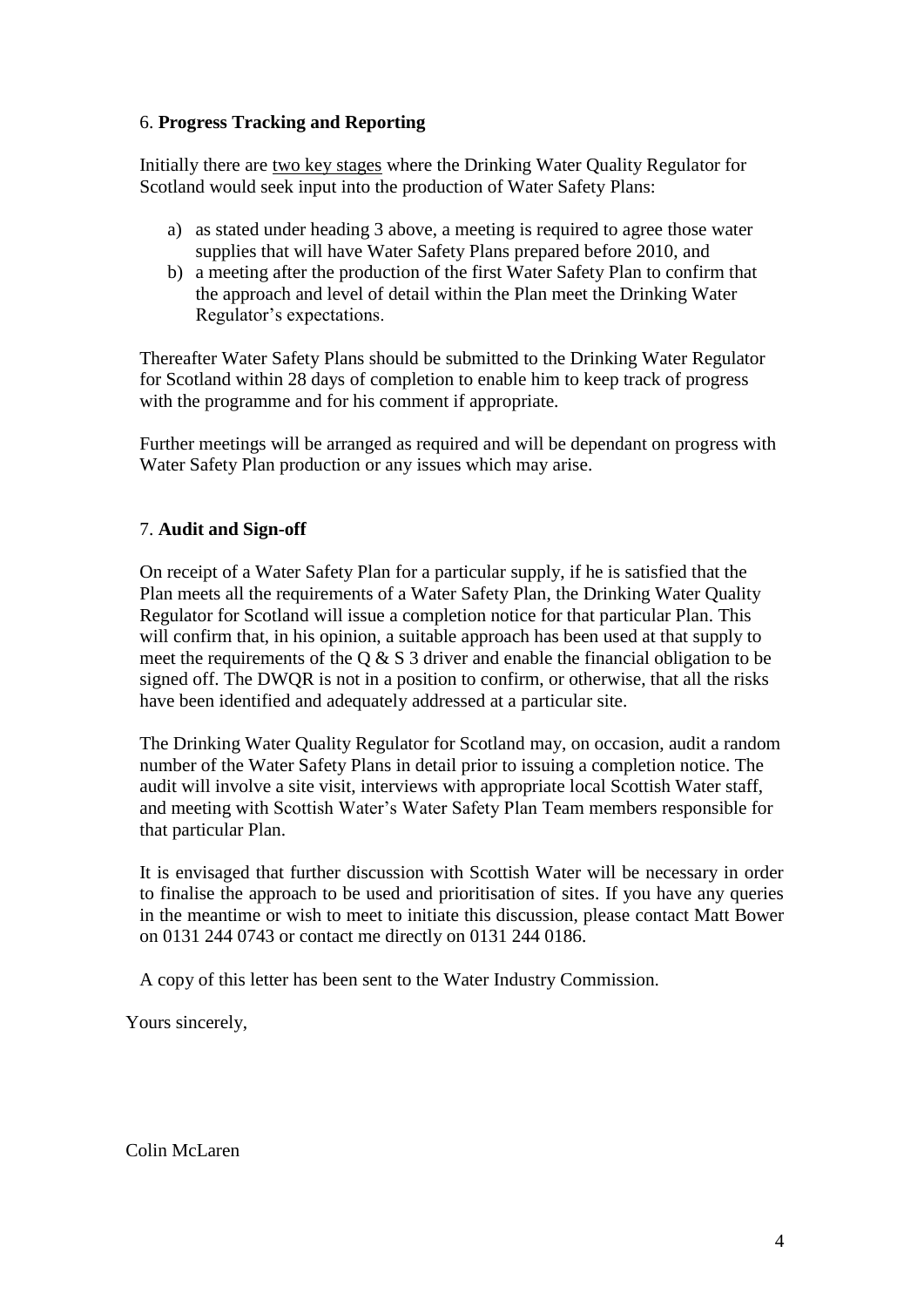6. **Progress Tracking and Reporting**

Initially there are <u>two key stages</u> where the Drinking Water Quality Regulator for Scotland would seek input into the production of Water Safety Plans:

a) as stated under heading 3 above, a meeting is required to agree those water supplies that will have Water Safety Plans prepared before 2010, and
b) a meeting after the production of the first Water Safety Plan to confirm that the approach and level of detail within the Plan meet the Drinking Water Regulator's expectations.

Thereafter Water Safety Plans should be submitted to the Drinking Water Regulator for Scotland within 28 days of completion to enable him to keep track of progress with the programme and for his comment if appropriate.

Further meetings will be arranged as required and will be dependant on progress with Water Safety Plan production or any issues which may arise.

7. **Audit and Sign-off**

On receipt of a Water Safety Plan for a particular supply, if he is satisfied that the Plan meets all the requirements of a Water Safety Plan, the Drinking Water Quality Regulator for Scotland will issue a completion notice for that particular Plan. This will confirm that, in his opinion, a suitable approach has been used at that supply to meet the requirements of the Q & S 3 driver and enable the financial obligation to be signed off. The DWQR is not in a position to confirm, or otherwise, that all the risks have been identified and adequately addressed at a particular site.

The Drinking Water Quality Regulator for Scotland may, on occasion, audit a random number of the Water Safety Plans in detail prior to issuing a completion notice. The audit will involve a site visit, interviews with appropriate local Scottish Water staff, and meeting with Scottish Water's Water Safety Plan Team members responsible for that particular Plan.

It is envisaged that further discussion with Scottish Water will be necessary in order to finalise the approach to be used and prioritisation of sites. If you have any queries in the meantime or wish to meet to initiate this discussion, please contact Matt Bower on 0131 244 0743 or contact me directly on 0131 244 0186.

A copy of this letter has been sent to the Water Industry Commission.

Yours sincerely,

Colin McLaren